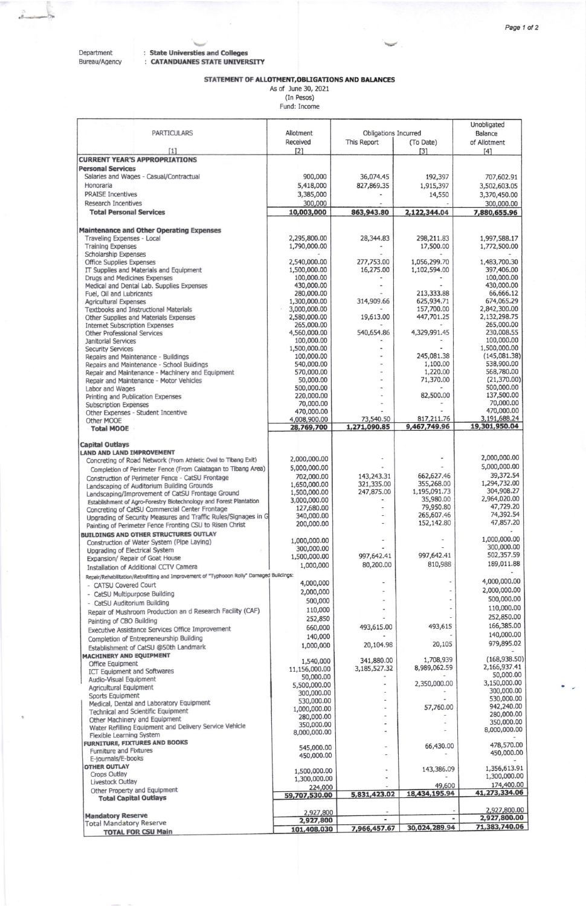Department : **State Universties and Colleges**
Bureau/Agency : **CATANDUANES STATE UNIVERSITY**

## STATEMENT OF ALLOTMENT,OBLIGATIONS AND BALANCES

As of June 30, 2021
(In Pesos)
Fund: Income

| PARTICULARS [1] | Allotment Received [2] | Obligations Incurred This Report | Obligations Incurred (To Date) [3] | Unobligated Balance of Allotment [4] |
|---|---|---|---|---|
| **CURRENT YEAR'S APPROPRIATIONS** | | | | |
| **Personal Services** | | | | |
| Salaries and Wages - Casual/Contractual | 900,000 | 36,074.45 | 192,397 | 707,602.91 |
| Honoraria | 5,418,000 | 827,869.35 | 1,915,397 | 3,502,603.05 |
| PRAISE Incentives | 3,385,000 | - | 14,550 | 3,370,450.00 |
| Research Incentives | 300,000 | - | - | 300,000.00 |
| **Total Personal Services** | **10,003,000** | **863,943.80** | **2,122,344.04** | **7,880,655.96** |
| **Maintenance and Other Operating Expenses** | | | | |
| Traveling Expenses - Local | 2,295,800.00 | 28,344.83 | 298,211.83 | 1,997,588.17 |
| Training Expenses | 1,790,000.00 | - | 17,500.00 | 1,772,500.00 |
| Scholarship Expenses | - | - | - | - |
| Office Supplies Expenses | 2,540,000.00 | 277,753.00 | 1,056,299.70 | 1,483,700.30 |
| IT Supplies and Materials and Equipment | 1,500,000.00 | 16,275.00 | 1,102,594.00 | 397,406.00 |
| Drugs and Medicines Expenses | 100,000.00 | - | - | 100,000.00 |
| Medical and Dental Lab. Supplies Expenses | 430,000.00 | - | - | 430,000.00 |
| Fuel, Oil and Lubricants | 280,000.00 | - | 213,333.88 | 66,666.12 |
| Agricultural Expenses | 1,300,000.00 | 314,909.66 | 625,934.71 | 674,065.29 |
| Textbooks and Instructional Materials | 3,000,000.00 | - | 157,700.00 | 2,842,300.00 |
| Other Supplies and Materials Expenses | 2,580,000.00 | 19,613.00 | 447,701.25 | 2,132,298.75 |
| Internet Subscription Expenses | 265,000.00 | - | - | 265,000.00 |
| Other Professional Services | 4,560,000.00 | 540,654.86 | 4,329,991.45 | 230,008.55 |
| Janitorial Services | 100,000.00 | - | - | 100,000.00 |
| Security Services | 1,500,000.00 | - | - | 1,500,000.00 |
| Repairs and Maintenance - Buildings | 100,000.00 | - | 245,081.38 | (145,081.38) |
| Repairs and Maintenance - School Buildings | 540,000.00 | - | 1,100.00 | 538,900.00 |
| Repair and Maintenance - Machinery and Equipment | 570,000.00 | - | 1,220.00 | 568,780.00 |
| Repair and Maintenance - Motor Vehicles | 50,000.00 | - | 71,370.00 | (21,370.00) |
| Labor and Wages | 500,000.00 | - | - | 500,000.00 |
| Printing and Publication Expenses | 220,000.00 | - | 82,500.00 | 137,500.00 |
| Subscription Expenses | 70,000.00 | - | - | 70,000.00 |
| Other Expenses - Student Incentive | 470,000.00 | - | - | 470,000.00 |
| Other MOOE | 4,008,900.00 | 73,540.50 | 817,211.76 | 3,191,688.24 |
| **Total MOOE** | **28,769,700** | **1,271,090.85** | **9,467,749.96** | **19,301,950.04** |
| **Capital Outlays** | | | | |
| **LAND AND LAND IMPROVEMENT** | | | | |
| Concreting of Road Network (From Athletic Oval to Tibang Exit) | 2,000,000.00 | - | - | 2,000,000.00 |
| Completion of Perimeter Fence (From Calatagan to Tibang Area) | 5,000,000.00 | - | - | 5,000,000.00 |
| Construction of Perimeter Fence - CatSU Frontage | 702,000.00 | 143,243.31 | 662,627.46 | 39,372.54 |
| Landscaping of Auditorium Building Grounds | 1,650,000.00 | 321,335.00 | 355,268.00 | 1,294,732.00 |
| Landscaping/Improvement of CatSU Frontage Ground | 1,500,000.00 | 247,875.00 | 1,195,091.73 | 304,908.27 |
| Establishment of Agro-Forestry Biotechnology and Forest Plantation | 3,000,000.00 | - | 35,980.00 | 2,964,020.00 |
| Concreting of CatSU Commercial Center Frontage | 127,680.00 | - | 79,950.80 | 47,729.20 |
| Upgrading of Security Measures and Traffic Rules/Signages in G | 340,000.00 | - | 265,607.46 | 74,392.54 |
| Painting of Perimeter Fence Fronting CSU to Risen Christ | 200,000.00 | - | 152,142.80 | 47,857.20 |
| **BUILDINGS AND OTHER STRUCTURES OUTLAY** | | | | - |
| Construction of Water System (Pipe Laying) | 1,000,000.00 | - | - | 1,000,000.00 |
| Upgrading of Electrical System | 300,000.00 | - | - | 300,000.00 |
| Expansion/ Repair of Goat House | 1,500,000.00 | 997,642.41 | 997,642.41 | 502,357.59 |
| Installation of Additional CCTV Camera | 1,000,000 | 80,200.00 | 810,988 | 189,011.88 |
| Repair/Rehabilitation/Retrofitting and Improvement of "Typhooon Rolly" Damaged Buildings: | | | | - |
| - CATSU Covered Court | 4,000,000 | - | - | 4,000,000.00 |
| - CatSU Multipurpose Building | 2,000,000 | - | - | 2,000,000.00 |
| - CatSU Auditorium Building | 500,000 | - | - | 500,000.00 |
| Repair of Mushroom Production an d Research Facility (CAF) | 110,000 | - | - | 110,000.00 |
| Painting of CBO Building | 252,850 | - | - | 252,850.00 |
| Executive Assistance Services Office Improvement | 660,000 | 493,615.00 | 493,615 | 166,385.00 |
| Completion of Entrepreneurship Building | 140,000 | - | - | 140,000.00 |
| Establishment of CatSU @50th Landmark | 1,000,000 | 20,104.98 | 20,105 | 979,895.02 |
| **MACHINERY AND EQUIPMENT** | | | | - |
| Office Equipment | 1,540,000 | 341,880.00 | 1,708,939 | (168,938.50) |
| ICT Equipment and Softwares | 11,156,000.00 | 3,185,527.32 | 8,989,062.59 | 2,166,937.41 |
| Audio-Visual Equipment | 50,000.00 | - | - | 50,000.00 |
| Agricultural Equipment | 5,500,000.00 | - | 2,350,000.00 | 3,150,000.00 |
| Sports Equipment | 300,000.00 | - | - | 300,000.00 |
| Medical, Dental and Laboratory Equipment | 530,000.00 | - | - | 530,000.00 |
| Technical and Scientific Equipment | 1,000,000.00 | - | 57,760.00 | 942,240.00 |
| Other Machinery and Equipment | 280,000.00 | - | - | 280,000.00 |
| Water Refilling Equipment and Delivery Service Vehicle | 350,000.00 | - | - | 350,000.00 |
| Flexible Learning System | 8,000,000.00 | - | - | 8,000,000.00 |
| **FURNITURE, FIXTURES AND BOOKS** | | | | - |
| Furniture and Fixtures | 545,000.00 | - | 66,430.00 | 478,570.00 |
| E-journals/E-books | 450,000.00 | - | - | 450,000.00 |
| **OTHER OUTLAY** | | | | - |
| Crops Outlay | 1,500,000.00 | - | 143,386.09 | 1,356,613.91 |
| Livestock Outlay | 1,300,000.00 | - | - | 1,300,000.00 |
| Other Property and Equipment | 224,000 | - | 49,600 | 174,400.00 |
| **Total Capital Outlays** | **59,707,530.00** | **5,831,423.02** | **18,434,195.94** | **41,273,334.06** |
| **Mandatory Reserve** | 2,927,800 | - | - | 2,927,800.00 |
| Total Mandatory Reserve | **2,927,800** | - | - | **2,927,800.00** |
| **TOTAL FOR CSU Main** | **101,408,030** | **7,966,457.67** | **30,024,289.94** | **71,383,740.06** |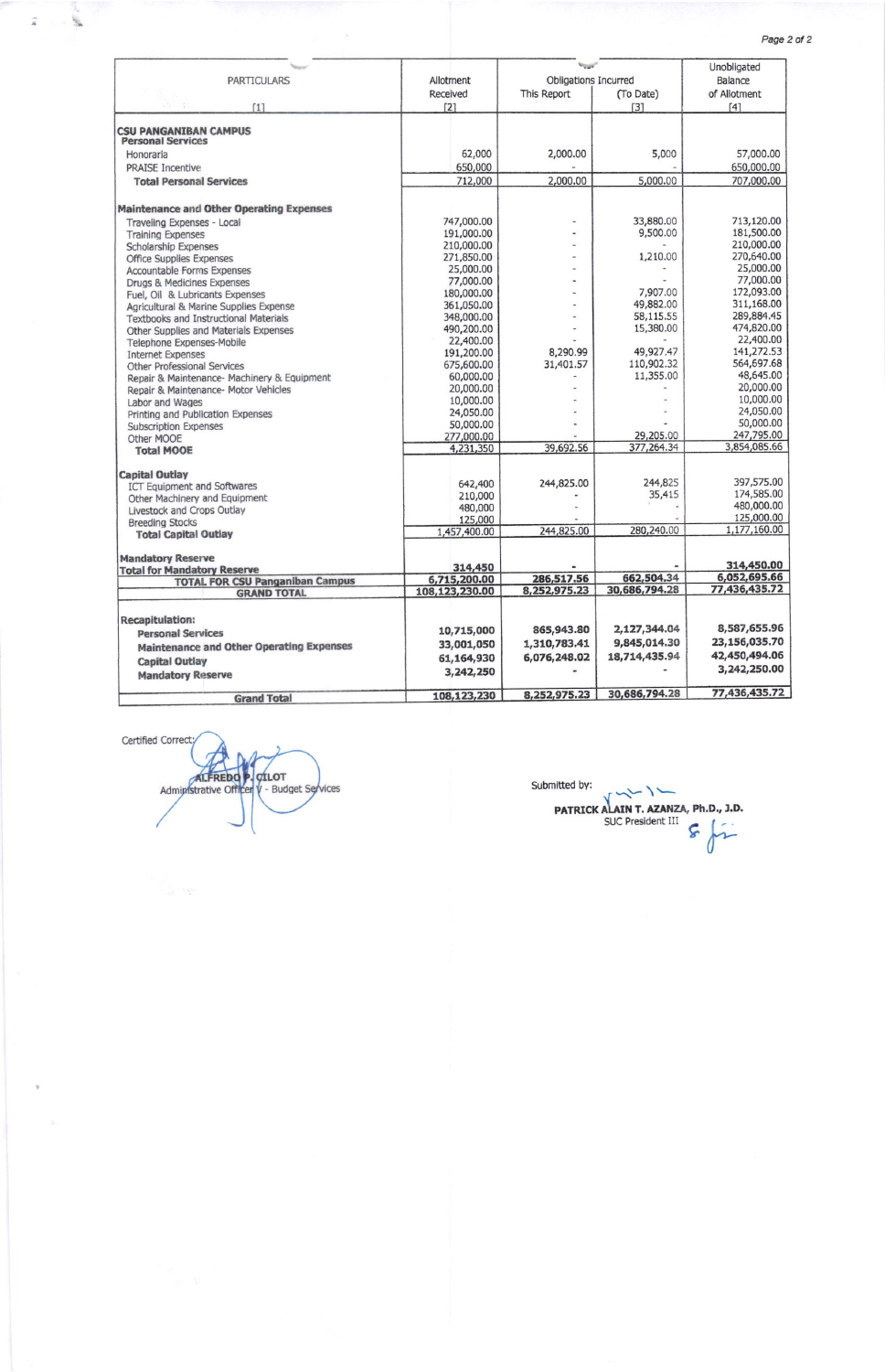| PARTICULARS [1] | Allotment Received [2] | Obligations Incurred This Report | (To Date) [3] | Unobligated Balance of Allotment [4] |
|---|---|---|---|---|
| **CSU PANGANIBAN CAMPUS** | | | | |
| **Personal Services** | | | | |
| Honoraria | 62,000 | 2,000.00 | 5,000 | 57,000.00 |
| PRAISE Incentive | 650,000 | - | - | 650,000.00 |
| **Total Personal Services** | 712,000 | 2,000.00 | 5,000.00 | 707,000.00 |
| **Maintenance and Other Operating Expenses** | | | | |
| Traveling Expenses - Local | 747,000.00 | - | 33,880.00 | 713,120.00 |
| Training Expenses | 191,000.00 | - | 9,500.00 | 181,500.00 |
| Scholarship Expenses | 210,000.00 | - | - | 210,000.00 |
| Office Supplies Expenses | 271,850.00 | - | 1,210.00 | 270,640.00 |
| Accountable Forms Expenses | 25,000.00 | - | - | 25,000.00 |
| Drugs & Medicines Expenses | 77,000.00 | - | - | 77,000.00 |
| Fuel, Oil & Lubricants Expenses | 180,000.00 | - | 7,907.00 | 172,093.00 |
| Agricultural & Marine Supplies Expense | 361,050.00 | - | 49,882.00 | 311,168.00 |
| Textbooks and Instructional Materials | 348,000.00 | - | 58,115.55 | 289,884.45 |
| Other Supplies and Materials Expenses | 490,200.00 | - | 15,380.00 | 474,820.00 |
| Telephone Expenses-Mobile | 22,400.00 | - | - | 22,400.00 |
| Internet Expenses | 191,200.00 | 8,290.99 | 49,927.47 | 141,272.53 |
| Other Professional Services | 675,600.00 | 31,401.57 | 110,902.32 | 564,697.68 |
| Repair & Maintenance- Machinery & Equipment | 60,000.00 | - | 11,355.00 | 48,645.00 |
| Repair & Maintenance- Motor Vehicles | 20,000.00 | - | - | 20,000.00 |
| Labor and Wages | 10,000.00 | - | - | 10,000.00 |
| Printing and Publication Expenses | 24,050.00 | - | - | 24,050.00 |
| Subscription Expenses | 50,000.00 | - | - | 50,000.00 |
| Other MOOE | 277,000.00 | - | 29,205.00 | 247,795.00 |
| **Total MOOE** | 4,231,350 | 39,692.56 | 377,264.34 | 3,854,085.66 |
| **Capital Outlay** | | | | |
| ICT Equipment and Softwares | 642,400 | 244,825.00 | 244,825 | 397,575.00 |
| Other Machinery and Equipment | 210,000 | - | 35,415 | 174,585.00 |
| Livestock and Crops Outlay | 480,000 | - | - | 480,000.00 |
| Breeding Stocks | 125,000 | - | - | 125,000.00 |
| **Total Capital Outlay** | 1,457,400.00 | 244,825.00 | 280,240.00 | 1,177,160.00 |
| **Mandatory Reserve** | | | | |
| **Total for Mandatory Reserve** | 314,450 | - | - | 314,450.00 |
| **TOTAL FOR CSU Panganiban Campus** | 6,715,200.00 | 286,517.56 | 662,504.34 | 6,052,695.66 |
| **GRAND TOTAL** | 108,123,230.00 | 8,252,975.23 | 30,686,794.28 | 77,436,435.72 |
| **Recapitulation:** | | | | |
| **Personal Services** | 10,715,000 | 865,943.80 | 2,127,344.04 | 8,587,655.96 |
| **Maintenance and Other Operating Expenses** | 33,001,050 | 1,310,783.41 | 9,845,014.30 | 23,156,035.70 |
| **Capital Outlay** | 61,164,930 | 6,076,248.02 | 18,714,435.94 | 42,450,494.06 |
| **Mandatory Reserve** | 3,242,250 | - | - | 3,242,250.00 |
| **Grand Total** | 108,123,230 | 8,252,975.23 | 30,686,794.28 | 77,436,435.72 |

Certified Correct:

**ALFREDO P. CILOT**
Administrative Officer V - Budget Services

Submitted by:

**PATRICK ALAIN T. AZANZA, Ph.D., J.D.**
SUC President III